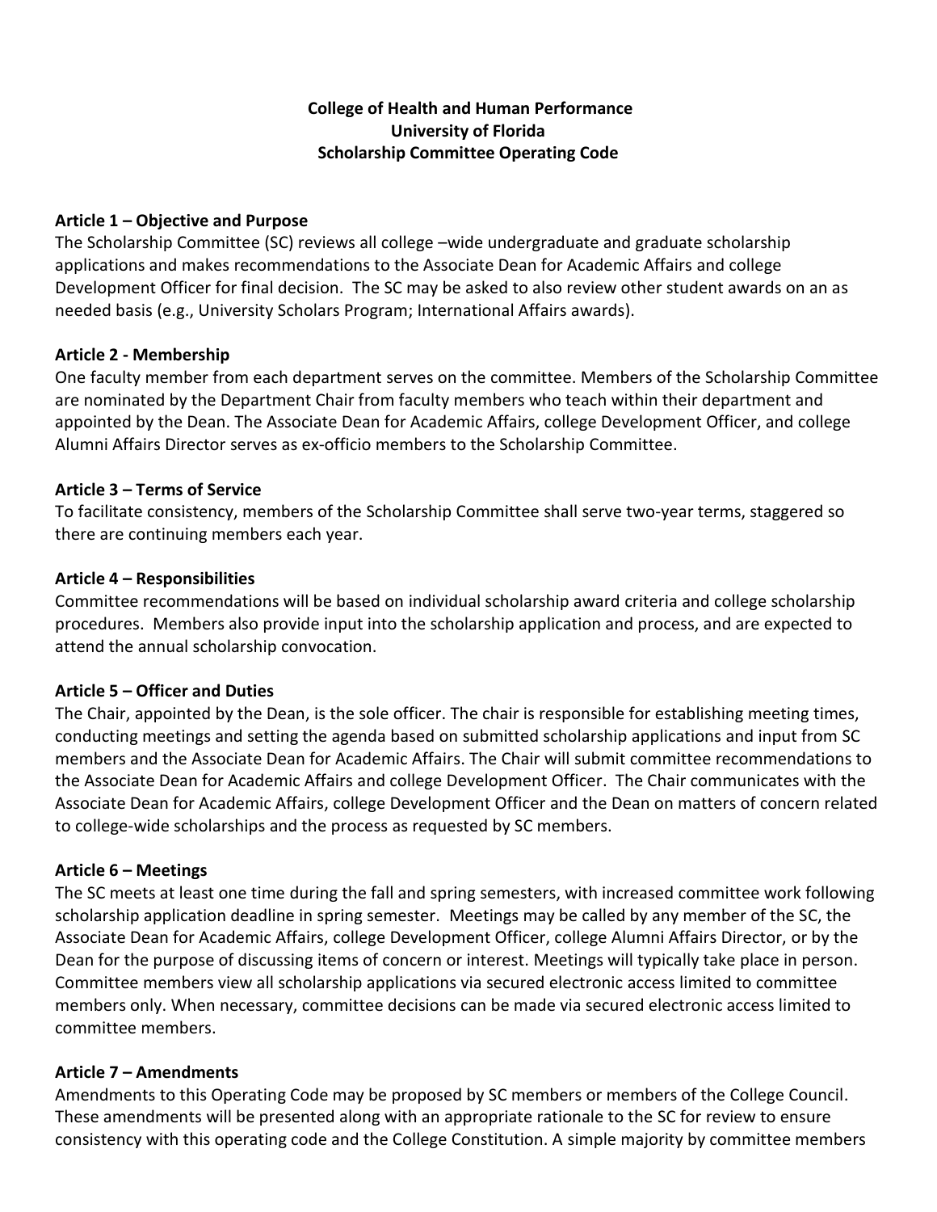**College of Health and Human Performance**
**University of Florida**
**Scholarship Committee Operating Code**

**Article 1 – Objective and Purpose**

The Scholarship Committee (SC) reviews all college –wide undergraduate and graduate scholarship applications and makes recommendations to the Associate Dean for Academic Affairs and college Development Officer for final decision. The SC may be asked to also review other student awards on an as needed basis (e.g., University Scholars Program; International Affairs awards).

**Article 2 - Membership**

One faculty member from each department serves on the committee. Members of the Scholarship Committee are nominated by the Department Chair from faculty members who teach within their department and appointed by the Dean. The Associate Dean for Academic Affairs, college Development Officer, and college Alumni Affairs Director serves as ex-officio members to the Scholarship Committee.

**Article 3 – Terms of Service**

To facilitate consistency, members of the Scholarship Committee shall serve two-year terms, staggered so there are continuing members each year.

**Article 4 – Responsibilities**

Committee recommendations will be based on individual scholarship award criteria and college scholarship procedures. Members also provide input into the scholarship application and process, and are expected to attend the annual scholarship convocation.

**Article 5 – Officer and Duties**

The Chair, appointed by the Dean, is the sole officer. The chair is responsible for establishing meeting times, conducting meetings and setting the agenda based on submitted scholarship applications and input from SC members and the Associate Dean for Academic Affairs. The Chair will submit committee recommendations to the Associate Dean for Academic Affairs and college Development Officer. The Chair communicates with the Associate Dean for Academic Affairs, college Development Officer and the Dean on matters of concern related to college-wide scholarships and the process as requested by SC members.

**Article 6 – Meetings**

The SC meets at least one time during the fall and spring semesters, with increased committee work following scholarship application deadline in spring semester. Meetings may be called by any member of the SC, the Associate Dean for Academic Affairs, college Development Officer, college Alumni Affairs Director, or by the Dean for the purpose of discussing items of concern or interest. Meetings will typically take place in person. Committee members view all scholarship applications via secured electronic access limited to committee members only. When necessary, committee decisions can be made via secured electronic access limited to committee members.

**Article 7 – Amendments**

Amendments to this Operating Code may be proposed by SC members or members of the College Council. These amendments will be presented along with an appropriate rationale to the SC for review to ensure consistency with this operating code and the College Constitution. A simple majority by committee members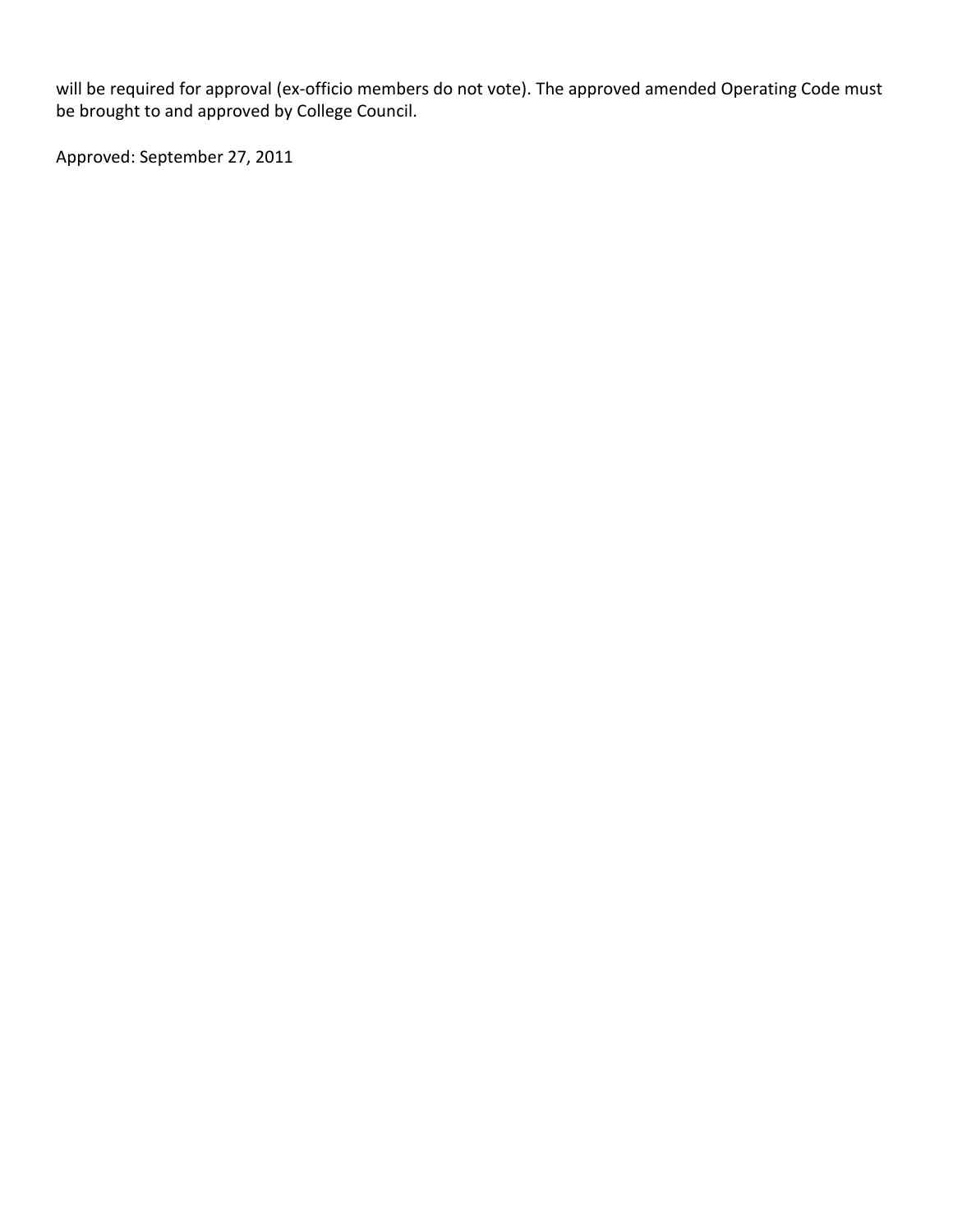will be required for approval (ex-officio members do not vote). The approved amended Operating Code must be brought to and approved by College Council.

Approved: September 27, 2011